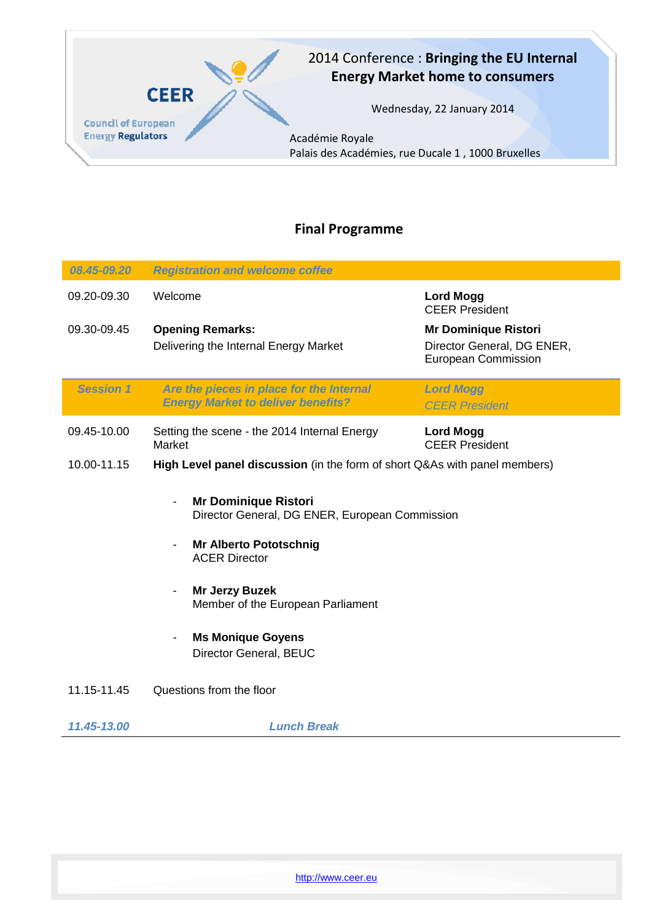CEER

Council of European Energy Regulators

2014 Conference : **Bringing the EU Internal Energy Market home to consumers**

Wednesday, 22 January 2014

Académie Royale
Palais des Académies, rue Ducale 1 , 1000 Bruxelles

## Final Programme

| | | |
|---|---|---|
| *08.45-09.20* | *Registration and welcome coffee* | |
| 09.20-09.30 | Welcome | **Lord Mogg** CEER President |
| 09.30-09.45 | **Opening Remarks:** Delivering the Internal Energy Market | **Mr Dominique Ristori** Director General, DG ENER, European Commission |
| ***Session 1*** | ***Are the pieces in place for the Internal Energy Market to deliver benefits?*** | ***Lord Mogg*** *CEER President* |
| 09.45-10.00 | Setting the scene - the 2014 Internal Energy Market | **Lord Mogg** CEER President |
| 10.00-11.15 | **High Level panel discussion** (in the form of short Q&As with panel members) | |

- **Mr Dominique Ristori**
  Director General, DG ENER, European Commission
- **Mr Alberto Pototschnig**
  ACER Director
- **Mr Jerzy Buzek**
  Member of the European Parliament
- **Ms Monique Goyens**
  Director General, BEUC

| | |
|---|---|
| 11.15-11.45 | Questions from the floor |
| *11.45-13.00* | *Lunch Break* |

http://www.ceer.eu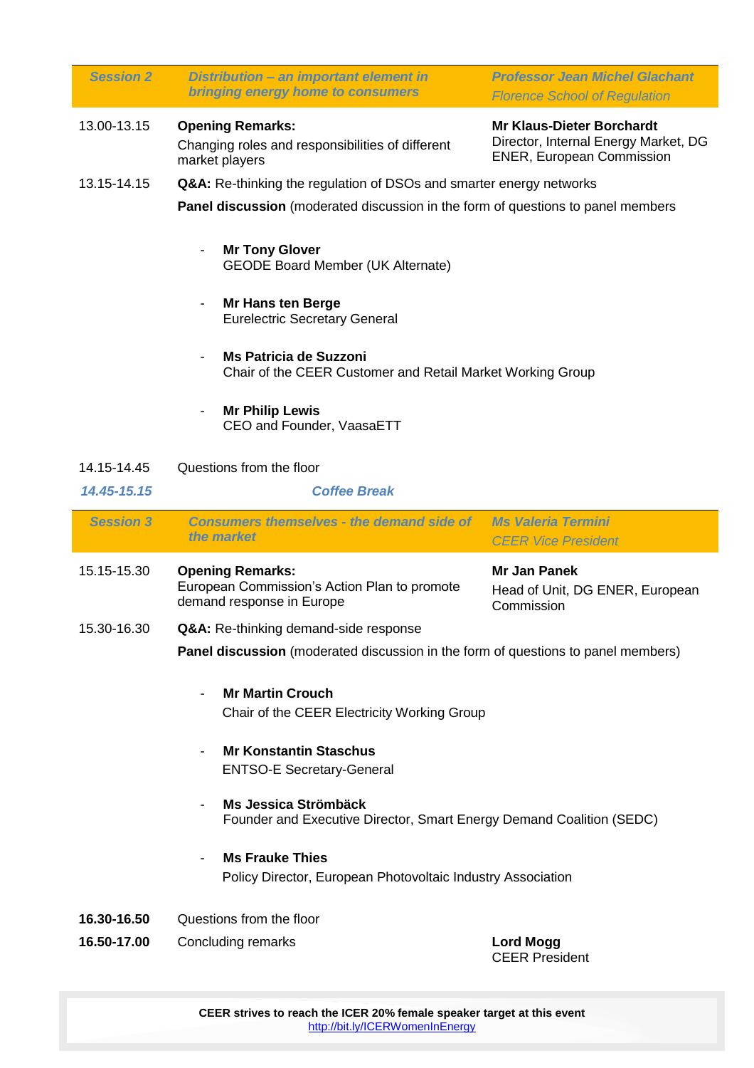| | | |
|---|---|---|
| ***Session 2*** | ***Distribution – an important element in bringing energy home to consumers*** | ***Professor Jean Michel Glachant***<br>*Florence School of Regulation* |
| 13.00-13.15 | **Opening Remarks:**<br>Changing roles and responsibilities of different market players | **Mr Klaus-Dieter Borchardt**<br>Director, Internal Energy Market, DG ENER, European Commission |
| 13.15-14.15 | **Q&A:** Re-thinking the regulation of DSOs and smarter energy networks<br>**Panel discussion** (moderated discussion in the form of questions to panel members)<br>- **Mr Tony Glover** GEODE Board Member (UK Alternate)<br>- **Mr Hans ten Berge** Eurelectric Secretary General<br>- **Ms Patricia de Suzzoni** Chair of the CEER Customer and Retail Market Working Group<br>- **Mr Philip Lewis** CEO and Founder, VaasaETT | |
| 14.15-14.45 | Questions from the floor | |
| ***14.45-15.15*** | ***Coffee Break*** | |
| ***Session 3*** | ***Consumers themselves - the demand side of the market*** | ***Ms Valeria Termini***<br>*CEER Vice President* |
| 15.15-15.30 | **Opening Remarks:**<br>European Commission's Action Plan to promote demand response in Europe | **Mr Jan Panek**<br>Head of Unit, DG ENER, European Commission |
| 15.30-16.30 | **Q&A:** Re-thinking demand-side response<br>**Panel discussion** (moderated discussion in the form of questions to panel members)<br>- **Mr Martin Crouch** Chair of the CEER Electricity Working Group<br>- **Mr Konstantin Staschus** ENTSO-E Secretary-General<br>- **Ms Jessica Strömbäck** Founder and Executive Director, Smart Energy Demand Coalition (SEDC)<br>- **Ms Frauke Thies** Policy Director, European Photovoltaic Industry Association | |
| **16.30-16.50** | Questions from the floor | |
| **16.50-17.00** | Concluding remarks | **Lord Mogg**<br>CEER President |

**CEER strives to reach the ICER 20% female speaker target at this event**
http://bit.ly/ICERWomenInEnergy